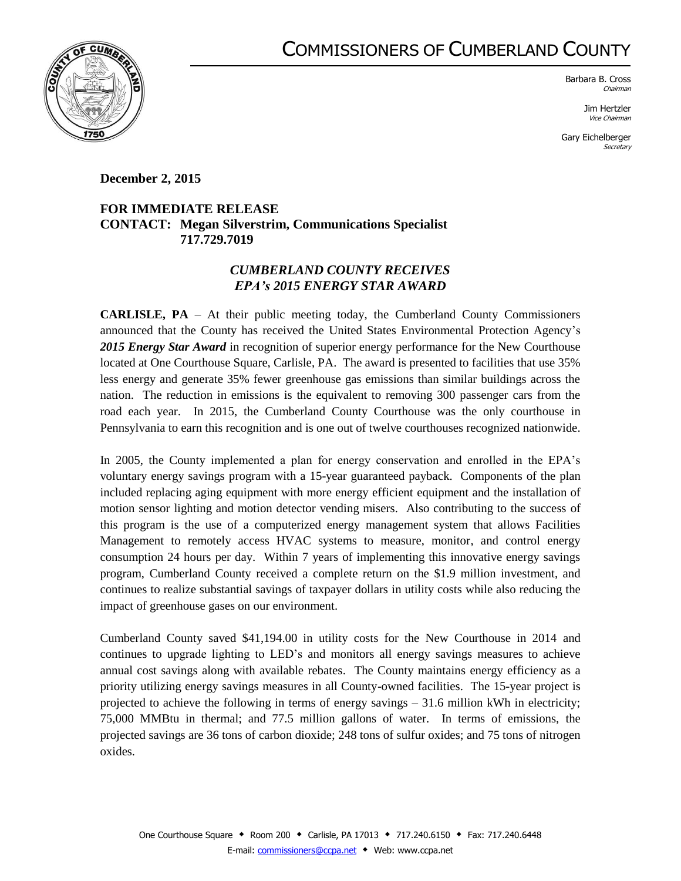# COMMISSIONERS OF CUMBERLAND COUNTY

Barbara B. Cross
*Chairman*

Jim Hertzler
*Vice Chairman*

Gary Eichelberger
*Secretary*

**December 2, 2015**

**FOR IMMEDIATE RELEASE**
**CONTACT: Megan Silverstrim, Communications Specialist**
**717.729.7019**

## *CUMBERLAND COUNTY RECEIVES EPA's 2015 ENERGY STAR AWARD*

**CARLISLE, PA** – At their public meeting today, the Cumberland County Commissioners announced that the County has received the United States Environmental Protection Agency's ***2015 Energy Star Award*** in recognition of superior energy performance for the New Courthouse located at One Courthouse Square, Carlisle, PA. The award is presented to facilities that use 35% less energy and generate 35% fewer greenhouse gas emissions than similar buildings across the nation. The reduction in emissions is the equivalent to removing 300 passenger cars from the road each year. In 2015, the Cumberland County Courthouse was the only courthouse in Pennsylvania to earn this recognition and is one out of twelve courthouses recognized nationwide.

In 2005, the County implemented a plan for energy conservation and enrolled in the EPA's voluntary energy savings program with a 15-year guaranteed payback. Components of the plan included replacing aging equipment with more energy efficient equipment and the installation of motion sensor lighting and motion detector vending misers. Also contributing to the success of this program is the use of a computerized energy management system that allows Facilities Management to remotely access HVAC systems to measure, monitor, and control energy consumption 24 hours per day. Within 7 years of implementing this innovative energy savings program, Cumberland County received a complete return on the $1.9 million investment, and continues to realize substantial savings of taxpayer dollars in utility costs while also reducing the impact of greenhouse gases on our environment.

Cumberland County saved $41,194.00 in utility costs for the New Courthouse in 2014 and continues to upgrade lighting to LED's and monitors all energy savings measures to achieve annual cost savings along with available rebates. The County maintains energy efficiency as a priority utilizing energy savings measures in all County-owned facilities. The 15-year project is projected to achieve the following in terms of energy savings – 31.6 million kWh in electricity; 75,000 MMBtu in thermal; and 77.5 million gallons of water. In terms of emissions, the projected savings are 36 tons of carbon dioxide; 248 tons of sulfur oxides; and 75 tons of nitrogen oxides.

One Courthouse Square ◆ Room 200 ◆ Carlisle, PA 17013 ◆ 717.240.6150 ◆ Fax: 717.240.6448
E-mail: commissioners@ccpa.net ◆ Web: www.ccpa.net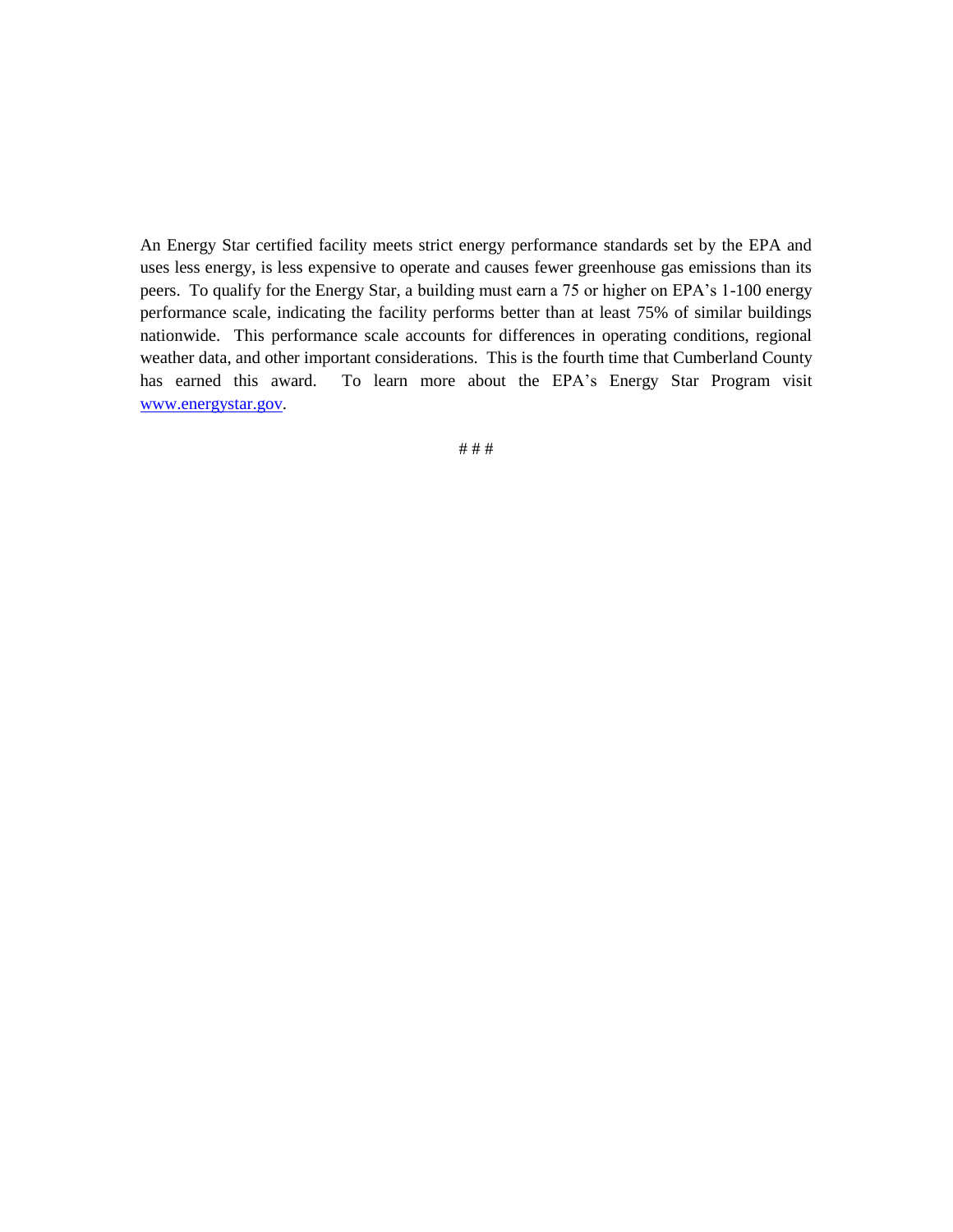An Energy Star certified facility meets strict energy performance standards set by the EPA and uses less energy, is less expensive to operate and causes fewer greenhouse gas emissions than its peers. To qualify for the Energy Star, a building must earn a 75 or higher on EPA's 1-100 energy performance scale, indicating the facility performs better than at least 75% of similar buildings nationwide. This performance scale accounts for differences in operating conditions, regional weather data, and other important considerations. This is the fourth time that Cumberland County has earned this award. To learn more about the EPA's Energy Star Program visit [www.energystar.gov](http://www.energystar.gov).

# # #